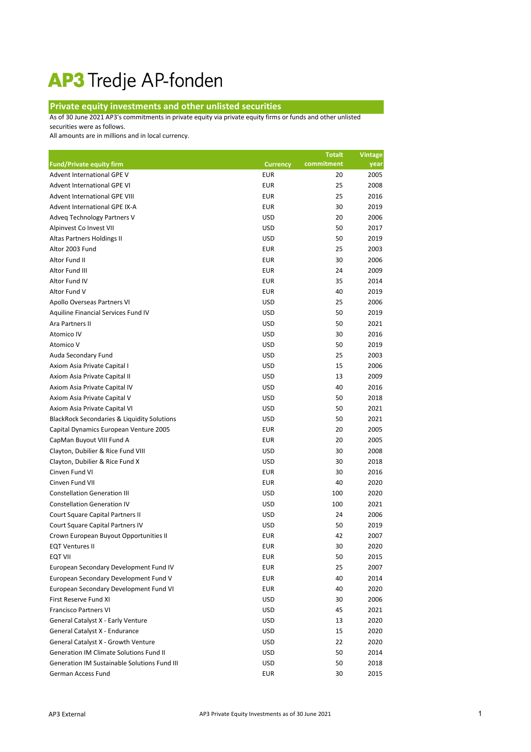# AP3 Tredje AP-fonden

## Private equity investments and other unlisted securities

As of 30 June 2021 AP3's commitments in private equity via private equity firms or funds and other unlisted securities were as follows.

All amounts are in millions and in local currency.

| Fund/Private equity firm | Currency | Totalt commitment | Vintage year |
|---|---|---|---|
| Advent International GPE V | EUR | 20 | 2005 |
| Advent International GPE VI | EUR | 25 | 2008 |
| Advent International GPE VIII | EUR | 25 | 2016 |
| Advent International GPE IX-A | EUR | 30 | 2019 |
| Adveq Technology Partners V | USD | 20 | 2006 |
| Alpinvest Co Invest VII | USD | 50 | 2017 |
| Altas Partners Holdings II | USD | 50 | 2019 |
| Altor 2003 Fund | EUR | 25 | 2003 |
| Altor Fund II | EUR | 30 | 2006 |
| Altor Fund III | EUR | 24 | 2009 |
| Altor Fund IV | EUR | 35 | 2014 |
| Altor Fund V | EUR | 40 | 2019 |
| Apollo Overseas Partners VI | USD | 25 | 2006 |
| Aquiline Financial Services Fund IV | USD | 50 | 2019 |
| Ara Partners II | USD | 50 | 2021 |
| Atomico IV | USD | 30 | 2016 |
| Atomico V | USD | 50 | 2019 |
| Auda Secondary Fund | USD | 25 | 2003 |
| Axiom Asia Private Capital I | USD | 15 | 2006 |
| Axiom Asia Private Capital II | USD | 13 | 2009 |
| Axiom Asia Private Capital IV | USD | 40 | 2016 |
| Axiom Asia Private Capital V | USD | 50 | 2018 |
| Axiom Asia Private Capital VI | USD | 50 | 2021 |
| BlackRock Secondaries & Liquidity Solutions | USD | 50 | 2021 |
| Capital Dynamics European Venture 2005 | EUR | 20 | 2005 |
| CapMan Buyout VIII Fund A | EUR | 20 | 2005 |
| Clayton, Dubilier & Rice Fund VIII | USD | 30 | 2008 |
| Clayton, Dubilier & Rice Fund X | USD | 30 | 2018 |
| Cinven Fund VI | EUR | 30 | 2016 |
| Cinven Fund VII | EUR | 40 | 2020 |
| Constellation Generation III | USD | 100 | 2020 |
| Constellation Generation IV | USD | 100 | 2021 |
| Court Square Capital Partners II | USD | 24 | 2006 |
| Court Square Capital Partners IV | USD | 50 | 2019 |
| Crown European Buyout Opportunities II | EUR | 42 | 2007 |
| EQT Ventures II | EUR | 30 | 2020 |
| EQT VII | EUR | 50 | 2015 |
| European Secondary Development Fund IV | EUR | 25 | 2007 |
| European Secondary Development Fund V | EUR | 40 | 2014 |
| European Secondary Development Fund VI | EUR | 40 | 2020 |
| First Reserve Fund XI | USD | 30 | 2006 |
| Francisco Partners VI | USD | 45 | 2021 |
| General Catalyst X - Early Venture | USD | 13 | 2020 |
| General Catalyst X - Endurance | USD | 15 | 2020 |
| General Catalyst X - Growth Venture | USD | 22 | 2020 |
| Generation IM Climate Solutions Fund II | USD | 50 | 2014 |
| Generation IM Sustainable Solutions Fund III | USD | 50 | 2018 |
| German Access Fund | EUR | 30 | 2015 |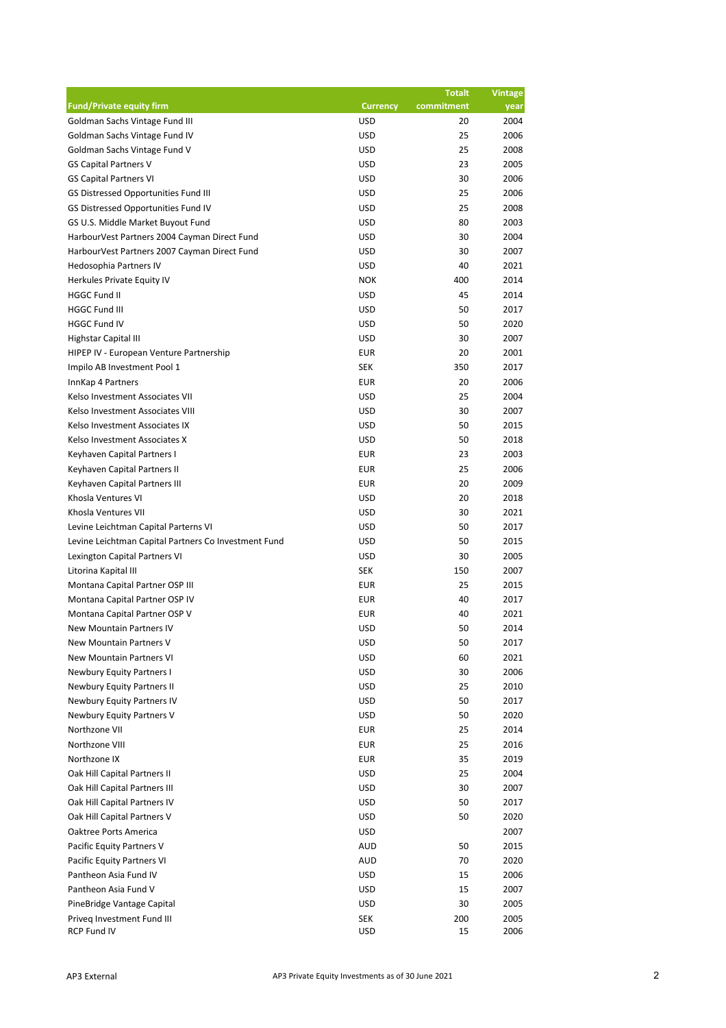| Fund/Private equity firm | Currency | Totalt commitment | Vintage year |
|---|---|---|---|
| Goldman Sachs Vintage Fund III | USD | 20 | 2004 |
| Goldman Sachs Vintage Fund IV | USD | 25 | 2006 |
| Goldman Sachs Vintage Fund V | USD | 25 | 2008 |
| GS Capital Partners V | USD | 23 | 2005 |
| GS Capital Partners VI | USD | 30 | 2006 |
| GS Distressed Opportunities Fund III | USD | 25 | 2006 |
| GS Distressed Opportunities Fund IV | USD | 25 | 2008 |
| GS U.S. Middle Market Buyout Fund | USD | 80 | 2003 |
| HarbourVest Partners 2004 Cayman Direct Fund | USD | 30 | 2004 |
| HarbourVest Partners 2007 Cayman Direct Fund | USD | 30 | 2007 |
| Hedosophia Partners IV | USD | 40 | 2021 |
| Herkules Private Equity IV | NOK | 400 | 2014 |
| HGGC Fund II | USD | 45 | 2014 |
| HGGC Fund III | USD | 50 | 2017 |
| HGGC Fund IV | USD | 50 | 2020 |
| Highstar Capital III | USD | 30 | 2007 |
| HIPEP IV - European Venture Partnership | EUR | 20 | 2001 |
| Impilo AB Investment Pool 1 | SEK | 350 | 2017 |
| InnKap 4 Partners | EUR | 20 | 2006 |
| Kelso Investment Associates VII | USD | 25 | 2004 |
| Kelso Investment Associates VIII | USD | 30 | 2007 |
| Kelso Investment Associates IX | USD | 50 | 2015 |
| Kelso Investment Associates X | USD | 50 | 2018 |
| Keyhaven Capital Partners I | EUR | 23 | 2003 |
| Keyhaven Capital Partners II | EUR | 25 | 2006 |
| Keyhaven Capital Partners III | EUR | 20 | 2009 |
| Khosla Ventures VI | USD | 20 | 2018 |
| Khosla Ventures VII | USD | 30 | 2021 |
| Levine Leichtman Capital Parterns VI | USD | 50 | 2017 |
| Levine Leichtman Capital Partners Co Investment Fund | USD | 50 | 2015 |
| Lexington Capital Partners VI | USD | 30 | 2005 |
| Litorina Kapital III | SEK | 150 | 2007 |
| Montana Capital Partner OSP III | EUR | 25 | 2015 |
| Montana Capital Partner OSP IV | EUR | 40 | 2017 |
| Montana Capital Partner OSP V | EUR | 40 | 2021 |
| New Mountain Partners IV | USD | 50 | 2014 |
| New Mountain Partners V | USD | 50 | 2017 |
| New Mountain Partners VI | USD | 60 | 2021 |
| Newbury Equity Partners I | USD | 30 | 2006 |
| Newbury Equity Partners II | USD | 25 | 2010 |
| Newbury Equity Partners IV | USD | 50 | 2017 |
| Newbury Equity Partners V | USD | 50 | 2020 |
| Northzone VII | EUR | 25 | 2014 |
| Northzone VIII | EUR | 25 | 2016 |
| Northzone IX | EUR | 35 | 2019 |
| Oak Hill Capital Partners II | USD | 25 | 2004 |
| Oak Hill Capital Partners III | USD | 30 | 2007 |
| Oak Hill Capital Partners IV | USD | 50 | 2017 |
| Oak Hill Capital Partners V | USD | 50 | 2020 |
| Oaktree Ports America | USD | | 2007 |
| Pacific Equity Partners V | AUD | 50 | 2015 |
| Pacific Equity Partners VI | AUD | 70 | 2020 |
| Pantheon Asia Fund IV | USD | 15 | 2006 |
| Pantheon Asia Fund V | USD | 15 | 2007 |
| PineBridge Vantage Capital | USD | 30 | 2005 |
| Priveq Investment Fund III | SEK | 200 | 2005 |
| RCP Fund IV | USD | 15 | 2006 |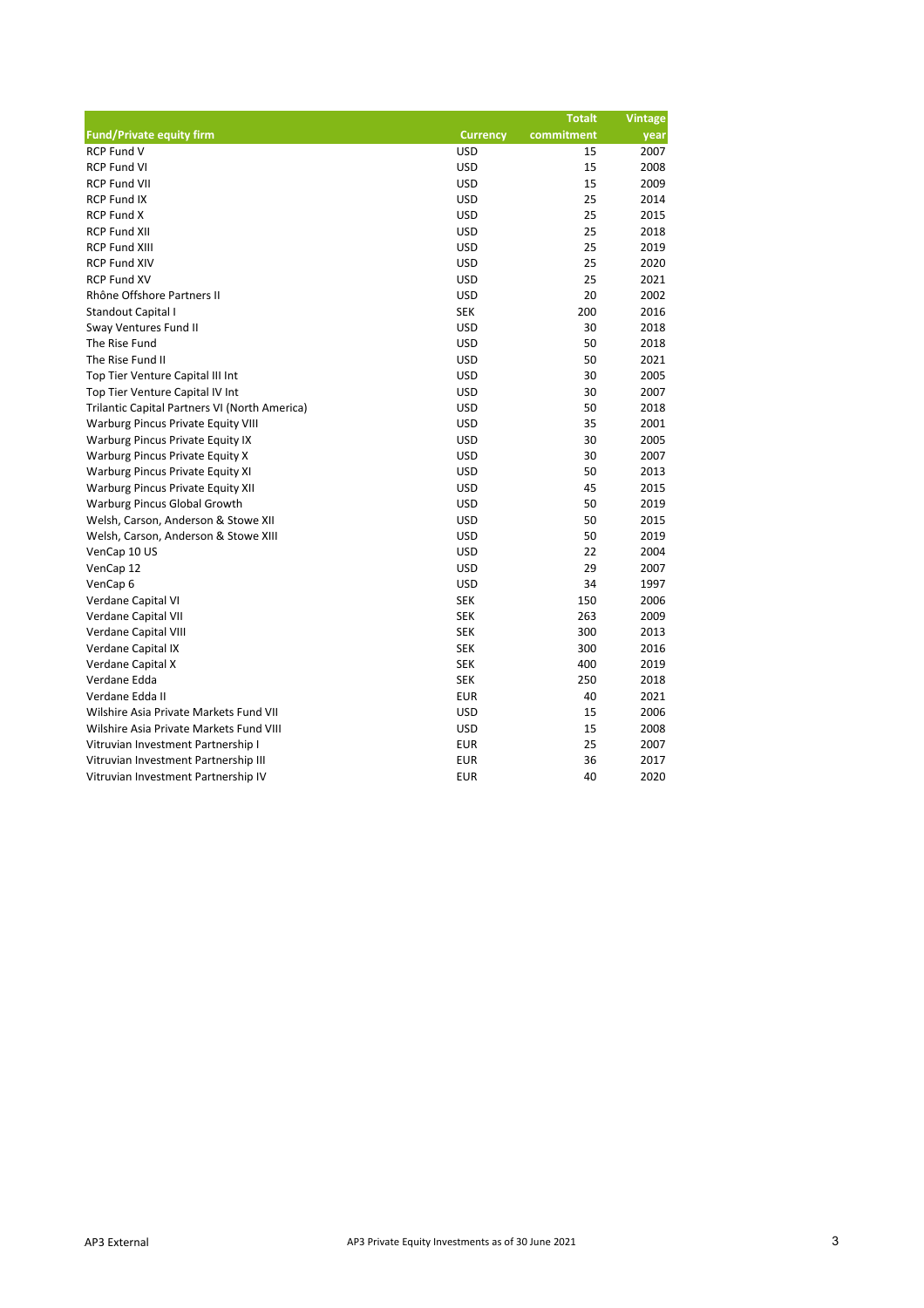| Fund/Private equity firm | Currency | Totalt commitment | Vintage year |
|---|---|---|---|
| RCP Fund V | USD | 15 | 2007 |
| RCP Fund VI | USD | 15 | 2008 |
| RCP Fund VII | USD | 15 | 2009 |
| RCP Fund IX | USD | 25 | 2014 |
| RCP Fund X | USD | 25 | 2015 |
| RCP Fund XII | USD | 25 | 2018 |
| RCP Fund XIII | USD | 25 | 2019 |
| RCP Fund XIV | USD | 25 | 2020 |
| RCP Fund XV | USD | 25 | 2021 |
| Rhône Offshore Partners II | USD | 20 | 2002 |
| Standout Capital I | SEK | 200 | 2016 |
| Sway Ventures Fund II | USD | 30 | 2018 |
| The Rise Fund | USD | 50 | 2018 |
| The Rise Fund II | USD | 50 | 2021 |
| Top Tier Venture Capital III Int | USD | 30 | 2005 |
| Top Tier Venture Capital IV Int | USD | 30 | 2007 |
| Trilantic Capital Partners VI (North America) | USD | 50 | 2018 |
| Warburg Pincus Private Equity VIII | USD | 35 | 2001 |
| Warburg Pincus Private Equity IX | USD | 30 | 2005 |
| Warburg Pincus Private Equity X | USD | 30 | 2007 |
| Warburg Pincus Private Equity XI | USD | 50 | 2013 |
| Warburg Pincus Private Equity XII | USD | 45 | 2015 |
| Warburg Pincus Global Growth | USD | 50 | 2019 |
| Welsh, Carson, Anderson & Stowe XII | USD | 50 | 2015 |
| Welsh, Carson, Anderson & Stowe XIII | USD | 50 | 2019 |
| VenCap 10 US | USD | 22 | 2004 |
| VenCap 12 | USD | 29 | 2007 |
| VenCap 6 | USD | 34 | 1997 |
| Verdane Capital VI | SEK | 150 | 2006 |
| Verdane Capital VII | SEK | 263 | 2009 |
| Verdane Capital VIII | SEK | 300 | 2013 |
| Verdane Capital IX | SEK | 300 | 2016 |
| Verdane Capital X | SEK | 400 | 2019 |
| Verdane Edda | SEK | 250 | 2018 |
| Verdane Edda II | EUR | 40 | 2021 |
| Wilshire Asia Private Markets Fund VII | USD | 15 | 2006 |
| Wilshire Asia Private Markets Fund VIII | USD | 15 | 2008 |
| Vitruvian Investment Partnership I | EUR | 25 | 2007 |
| Vitruvian Investment Partnership III | EUR | 36 | 2017 |
| Vitruvian Investment Partnership IV | EUR | 40 | 2020 |